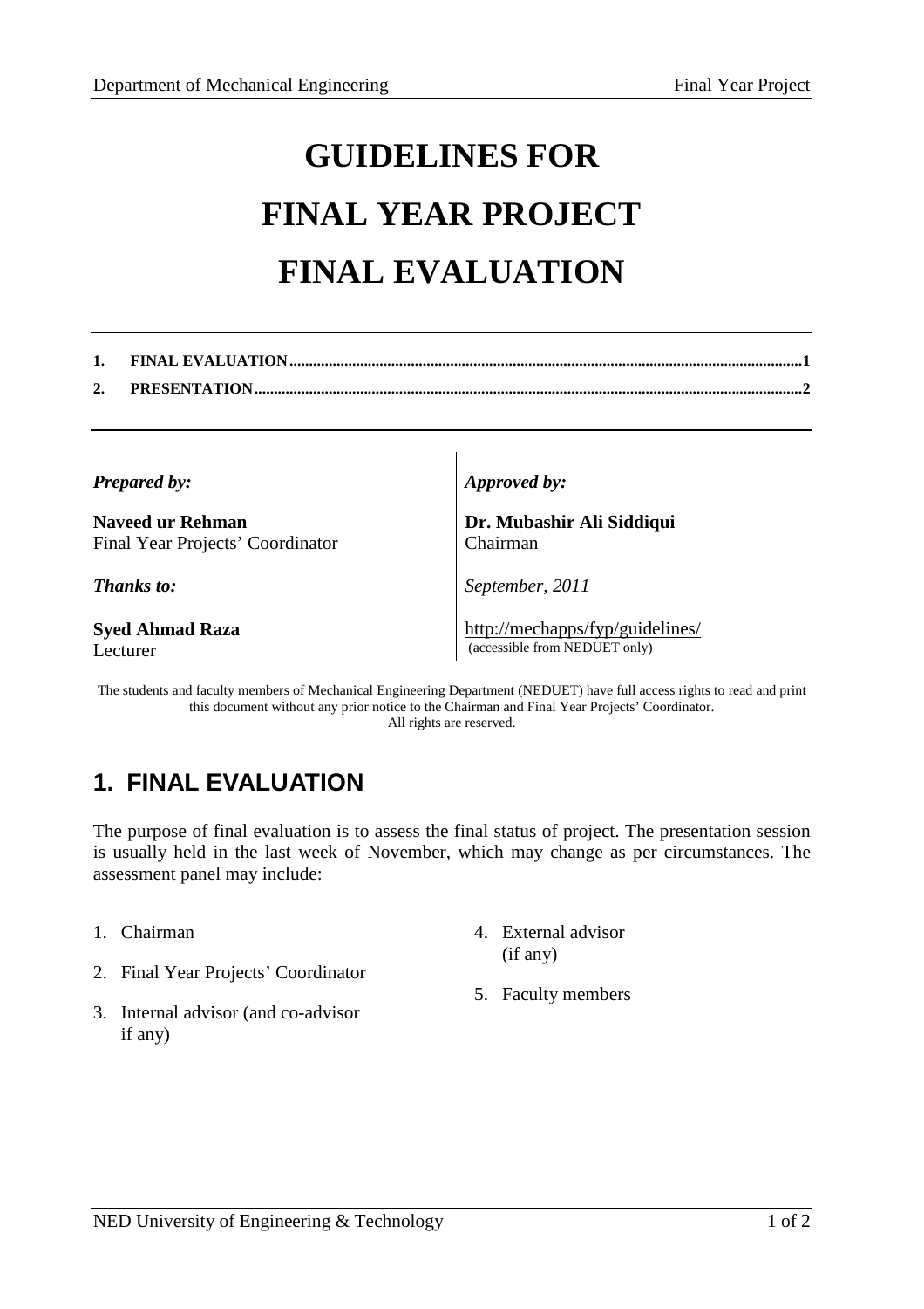# GUIDELINES FOR FINAL YEAR PROJECT FINAL EVALUATION

---

1. FINAL EVALUATION ........................................................ 1
2. PRESENTATION ........................................................ 2

---

*Prepared by:*

**Naveed ur Rehman**
Final Year Projects' Coordinator

*Thanks to:*

**Syed Ahmad Raza**
Lecturer

*Approved by:*

**Dr. Mubashir Ali Siddiqui**
Chairman

*September, 2011*

http://mechapps/fyp/guidelines/
(accessible from NEDUET only)

The students and faculty members of Mechanical Engineering Department (NEDUET) have full access rights to read and print this document without any prior notice to the Chairman and Final Year Projects' Coordinator.
All rights are reserved.

## 1. FINAL EVALUATION

The purpose of final evaluation is to assess the final status of project. The presentation session is usually held in the last week of November, which may change as per circumstances. The assessment panel may include:

1. Chairman
2. Final Year Projects' Coordinator
3. Internal advisor (and co-advisor if any)
4. External advisor (if any)
5. Faculty members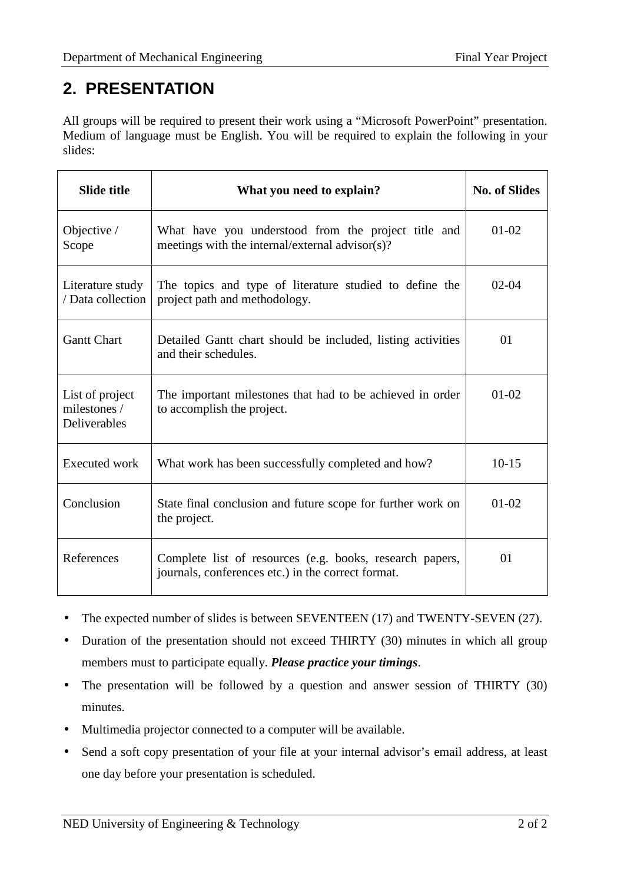## 2. PRESENTATION

All groups will be required to present their work using a "Microsoft PowerPoint" presentation. Medium of language must be English. You will be required to explain the following in your slides:

| Slide title | What you need to explain? | No. of Slides |
|---|---|---|
| Objective / Scope | What have you understood from the project title and meetings with the internal/external advisor(s)? | 01-02 |
| Literature study / Data collection | The topics and type of literature studied to define the project path and methodology. | 02-04 |
| Gantt Chart | Detailed Gantt chart should be included, listing activities and their schedules. | 01 |
| List of project milestones / Deliverables | The important milestones that had to be achieved in order to accomplish the project. | 01-02 |
| Executed work | What work has been successfully completed and how? | 10-15 |
| Conclusion | State final conclusion and future scope for further work on the project. | 01-02 |
| References | Complete list of resources (e.g. books, research papers, journals, conferences etc.) in the correct format. | 01 |

- The expected number of slides is between SEVENTEEN (17) and TWENTY-SEVEN (27).
- Duration of the presentation should not exceed THIRTY (30) minutes in which all group members must to participate equally. ***Please practice your timings***.
- The presentation will be followed by a question and answer session of THIRTY (30) minutes.
- Multimedia projector connected to a computer will be available.
- Send a soft copy presentation of your file at your internal advisor's email address, at least one day before your presentation is scheduled.